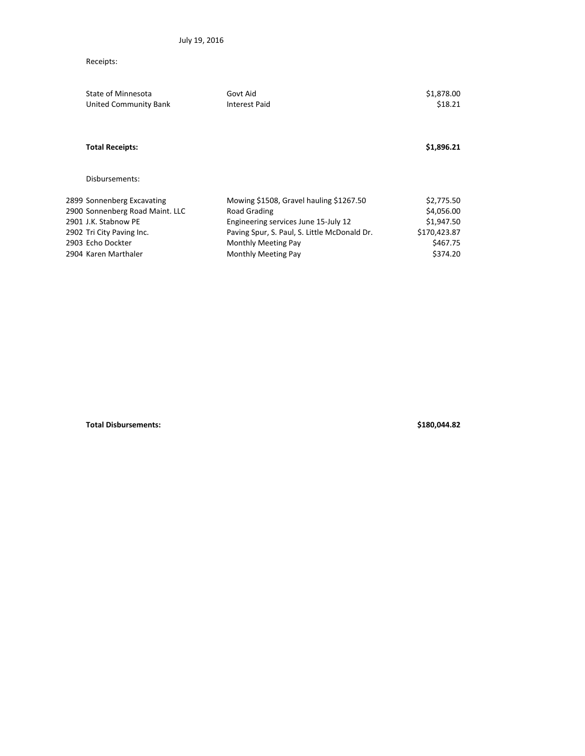July 19, 2016

Receipts:

| | | |
|---|---|---|
| State of Minnesota | Govt Aid | $1,878.00 |
| United Community Bank | Interest Paid | $18.21 |

**Total Receipts:** **$1,896.21**

Disbursements:

| | | |
|---|---|---|
| 2899 Sonnenberg Excavating | Mowing $1508, Gravel hauling $1267.50 | $2,775.50 |
| 2900 Sonnenberg Road Maint. LLC | Road Grading | $4,056.00 |
| 2901 J.K. Stabnow PE | Engineering services June 15-July 12 | $1,947.50 |
| 2902 Tri City Paving Inc. | Paving Spur, S. Paul, S. Little McDonald Dr. | $170,423.87 |
| 2903 Echo Dockter | Monthly Meeting Pay | $467.75 |
| 2904 Karen Marthaler | Monthly Meeting Pay | $374.20 |

**Total Disbursements:** **$180,044.82**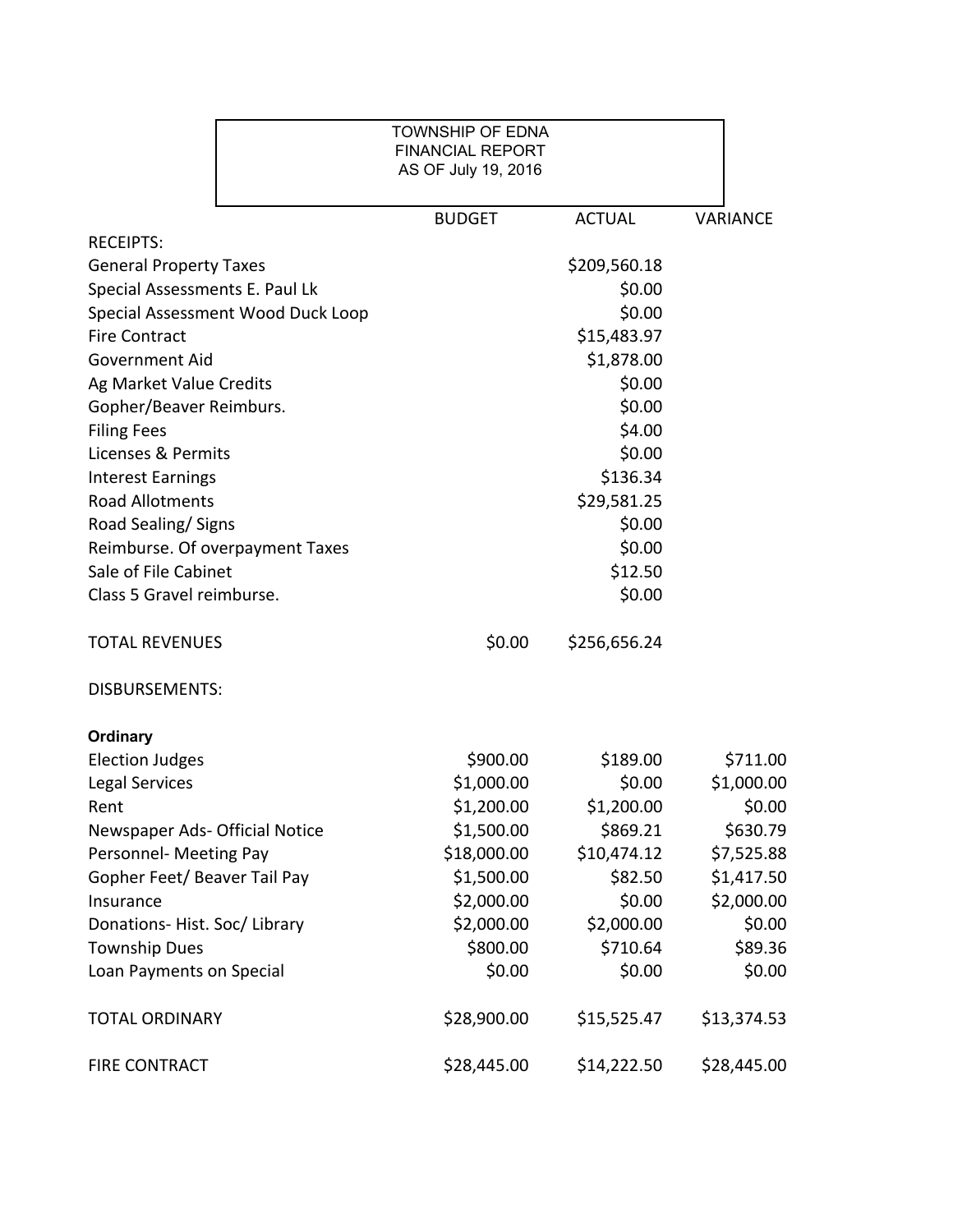TOWNSHIP OF EDNA
FINANCIAL REPORT
AS OF July 19, 2016

| | BUDGET | ACTUAL | VARIANCE |
|---|---|---|---|
| RECEIPTS: | | | |
| General Property Taxes | | $209,560.18 | |
| Special Assessments E. Paul Lk | | $0.00 | |
| Special Assessment Wood Duck Loop | | $0.00 | |
| Fire Contract | | $15,483.97 | |
| Government Aid | | $1,878.00 | |
| Ag Market Value Credits | | $0.00 | |
| Gopher/Beaver Reimburs. | | $0.00 | |
| Filing Fees | | $4.00 | |
| Licenses & Permits | | $0.00 | |
| Interest Earnings | | $136.34 | |
| Road Allotments | | $29,581.25 | |
| Road Sealing/ Signs | | $0.00 | |
| Reimburse. Of overpayment Taxes | | $0.00 | |
| Sale of File Cabinet | | $12.50 | |
| Class 5 Gravel reimburse. | | $0.00 | |
| TOTAL REVENUES | $0.00 | $256,656.24 | |
| DISBURSEMENTS: | | | |
| **Ordinary** | | | |
| Election Judges | $900.00 | $189.00 | $711.00 |
| Legal Services | $1,000.00 | $0.00 | $1,000.00 |
| Rent | $1,200.00 | $1,200.00 | $0.00 |
| Newspaper Ads- Official Notice | $1,500.00 | $869.21 | $630.79 |
| Personnel- Meeting Pay | $18,000.00 | $10,474.12 | $7,525.88 |
| Gopher Feet/ Beaver Tail Pay | $1,500.00 | $82.50 | $1,417.50 |
| Insurance | $2,000.00 | $0.00 | $2,000.00 |
| Donations- Hist. Soc/ Library | $2,000.00 | $2,000.00 | $0.00 |
| Township Dues | $800.00 | $710.64 | $89.36 |
| Loan Payments on Special | $0.00 | $0.00 | $0.00 |
| TOTAL ORDINARY | $28,900.00 | $15,525.47 | $13,374.53 |
| FIRE CONTRACT | $28,445.00 | $14,222.50 | $28,445.00 |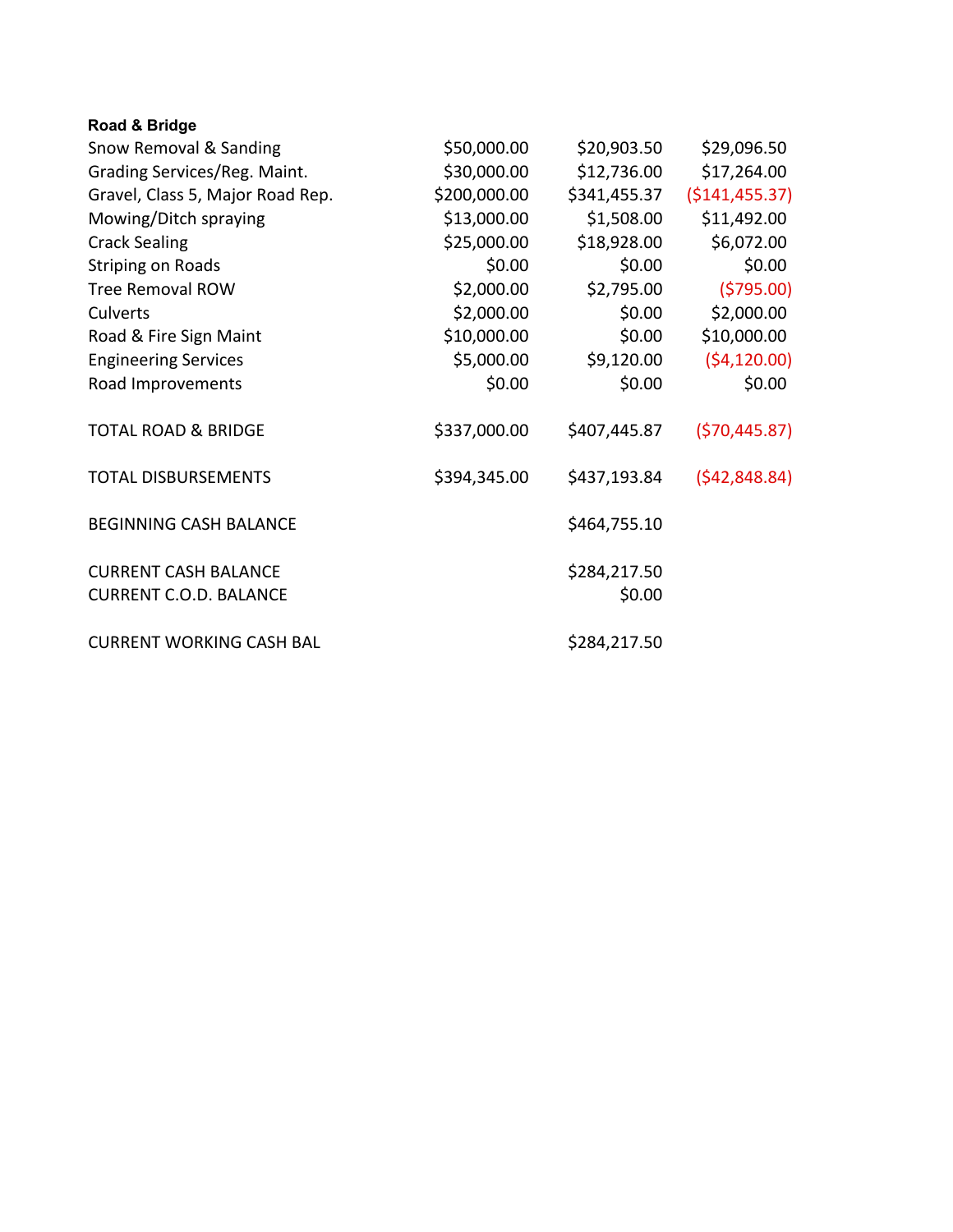| | | | |
|---|---|---|---|
| **Road & Bridge** | | | |
| Snow Removal & Sanding | $50,000.00 | $20,903.50 | $29,096.50 |
| Grading Services/Reg. Maint. | $30,000.00 | $12,736.00 | $17,264.00 |
| Gravel, Class 5, Major Road Rep. | $200,000.00 | $341,455.37 | ($141,455.37) |
| Mowing/Ditch spraying | $13,000.00 | $1,508.00 | $11,492.00 |
| Crack Sealing | $25,000.00 | $18,928.00 | $6,072.00 |
| Striping on Roads | $0.00 | $0.00 | $0.00 |
| Tree Removal ROW | $2,000.00 | $2,795.00 | ($795.00) |
| Culverts | $2,000.00 | $0.00 | $2,000.00 |
| Road & Fire Sign Maint | $10,000.00 | $0.00 | $10,000.00 |
| Engineering Services | $5,000.00 | $9,120.00 | ($4,120.00) |
| Road Improvements | $0.00 | $0.00 | $0.00 |
| TOTAL ROAD & BRIDGE | $337,000.00 | $407,445.87 | ($70,445.87) |
| TOTAL DISBURSEMENTS | $394,345.00 | $437,193.84 | ($42,848.84) |
| BEGINNING CASH BALANCE | | $464,755.10 | |
| CURRENT CASH BALANCE | | $284,217.50 | |
| CURRENT C.O.D. BALANCE | | $0.00 | |
| CURRENT WORKING CASH BAL | | $284,217.50 | |